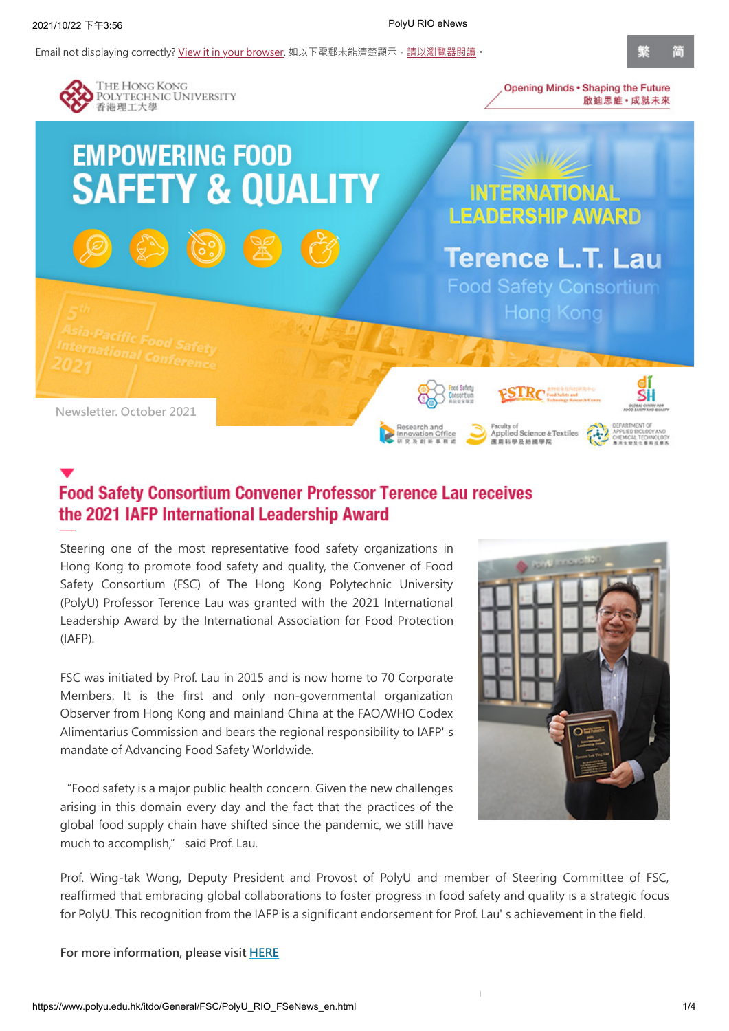Email not displaying correctly? View it in your browser. 如以下電郵未能清楚顯示，請以瀏覽器閱讀。

繁 简

THE HONG KONG POLYTECHNIC UNIVERSITY 香港理工大學

Opening Minds • Shaping the Future 啟迪思維 • 成就未來

# EMPOWERING FOOD SAFETY & QUALITY

INTERNATIONAL LEADERSHIP AWARD

Terence L.T. Lau

Food Safety Consortium Hong Kong

5th Asia-Pacific Food Safety International Conference 2021

Newsletter. October 2021

## Food Safety Consortium Convener Professor Terence Lau receives the 2021 IAFP International Leadership Award

Steering one of the most representative food safety organizations in Hong Kong to promote food safety and quality, the Convener of Food Safety Consortium (FSC) of The Hong Kong Polytechnic University (PolyU) Professor Terence Lau was granted with the 2021 International Leadership Award by the International Association for Food Protection (IAFP).

FSC was initiated by Prof. Lau in 2015 and is now home to 70 Corporate Members. It is the first and only non-governmental organization Observer from Hong Kong and mainland China at the FAO/WHO Codex Alimentarius Commission and bears the regional responsibility to IAFP' s mandate of Advancing Food Safety Worldwide.

"Food safety is a major public health concern. Given the new challenges arising in this domain every day and the fact that the practices of the global food supply chain have shifted since the pandemic, we still have much to accomplish," said Prof. Lau.

Prof. Wing-tak Wong, Deputy President and Provost of PolyU and member of Steering Committee of FSC, reaffirmed that embracing global collaborations to foster progress in food safety and quality is a strategic focus for PolyU. This recognition from the IAFP is a significant endorsement for Prof. Lau' s achievement in the field.

For more information, please visit HERE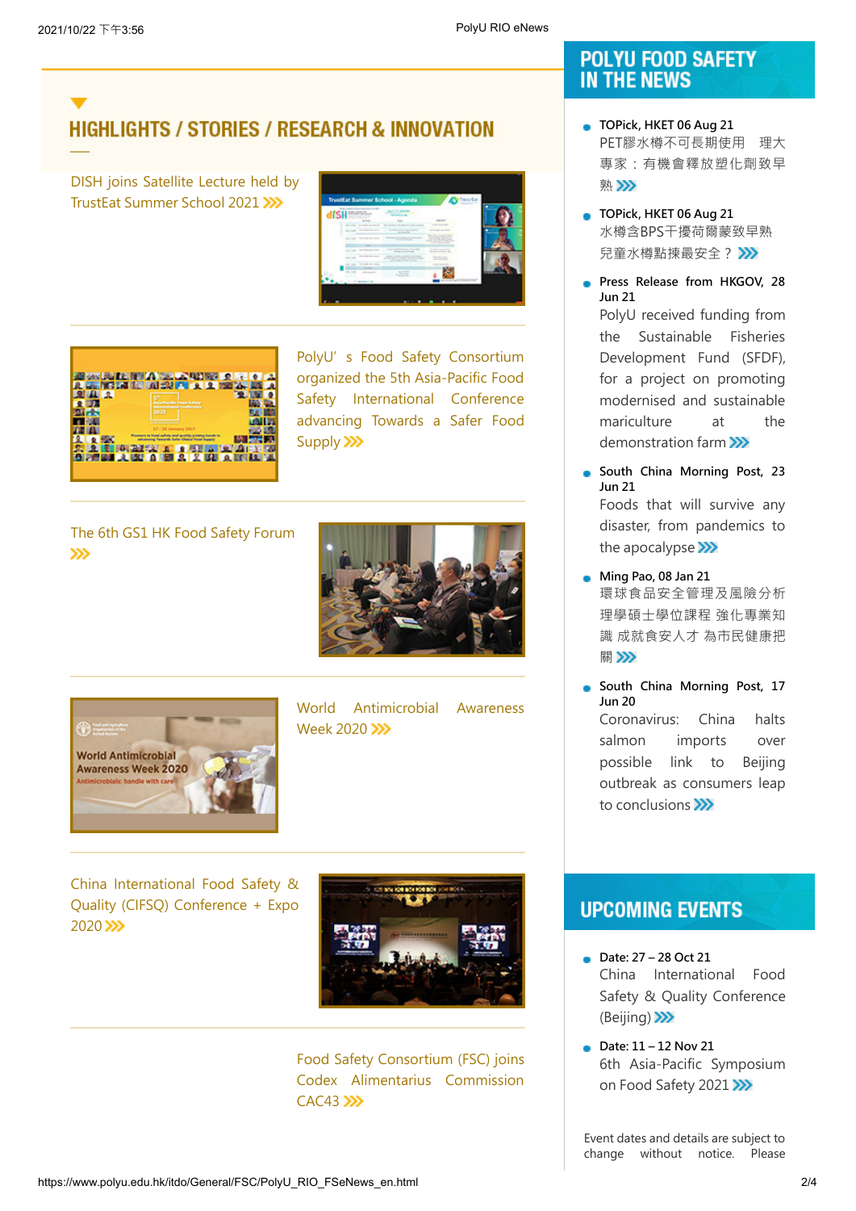## HIGHLIGHTS / STORIES / RESEARCH & INNOVATION

DISH joins Satellite Lecture held by TrustEat Summer School 2021

PolyU' s Food Safety Consortium organized the 5th Asia-Pacific Food Safety International Conference advancing Towards a Safer Food Supply

The 6th GS1 HK Food Safety Forum

World Antimicrobial Awareness Week 2020

China International Food Safety & Quality (CIFSQ) Conference + Expo 2020

Food Safety Consortium (FSC) joins Codex Alimentarius Commission CAC43

## POLYU FOOD SAFETY IN THE NEWS

- **TOPick, HKET 06 Aug 21**
  PET膠水樽不可長期使用　理大專家：有機會釋放塑化劑致早熟

- **TOPick, HKET 06 Aug 21**
  水樽含BPS干擾荷爾蒙致早熟　兒童水樽點揀最安全？

- **Press Release from HKGOV, 28 Jun 21**
  PolyU received funding from the Sustainable Fisheries Development Fund (SFDF), for a project on promoting modernised and sustainable mariculture at the demonstration farm

- **South China Morning Post, 23 Jun 21**
  Foods that will survive any disaster, from pandemics to the apocalypse

- **Ming Pao, 08 Jan 21**
  環球食品安全管理及風險分析理學碩士學位課程 強化專業知識 成就食安人才 為市民健康把關

- **South China Morning Post, 17 Jun 20**
  Coronavirus: China halts salmon imports over possible link to Beijing outbreak as consumers leap to conclusions

## UPCOMING EVENTS

- **Date: 27 – 28 Oct 21**
  China International Food Safety & Quality Conference (Beijing)

- **Date: 11 – 12 Nov 21**
  6th Asia-Pacific Symposium on Food Safety 2021

Event dates and details are subject to change without notice. Please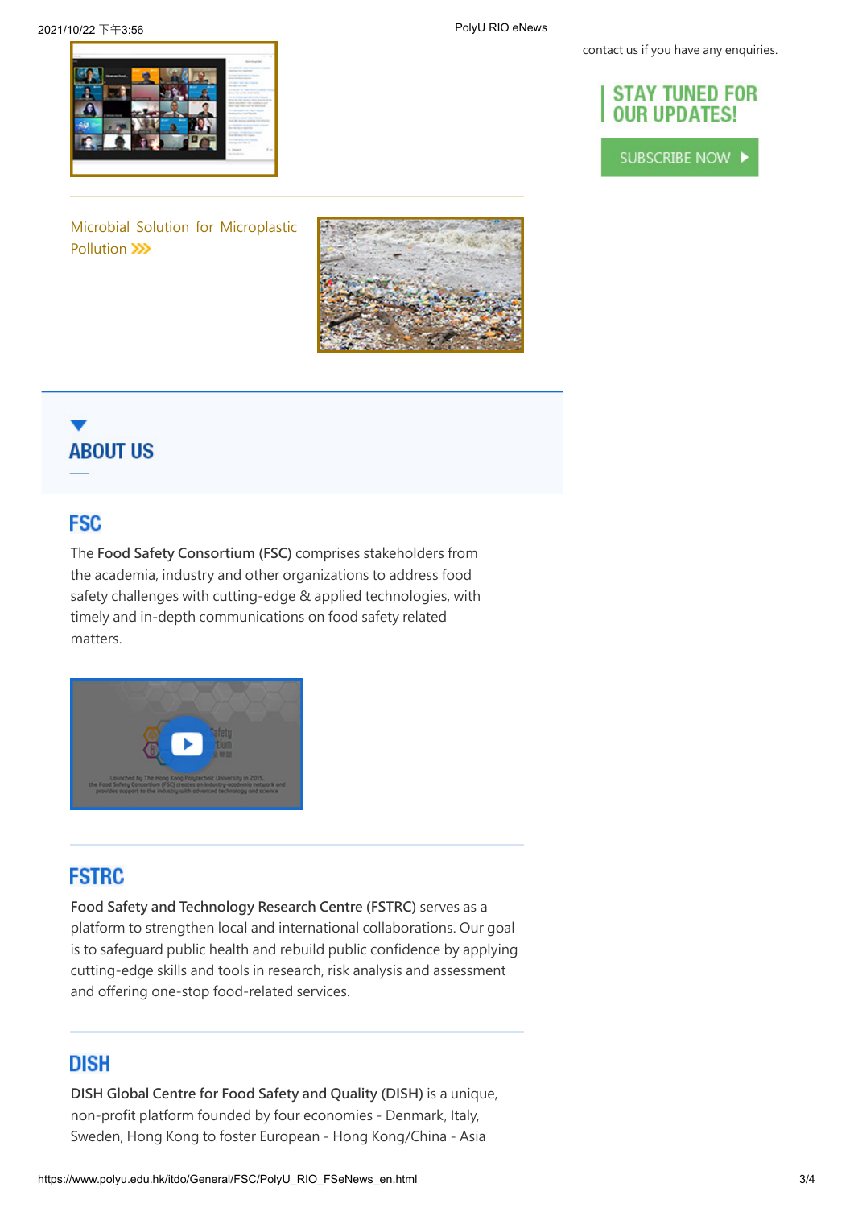Microbial Solution for Microplastic Pollution »»

## ABOUT US

### FSC

The **Food Safety Consortium (FSC)** comprises stakeholders from the academia, industry and other organizations to address food safety challenges with cutting-edge & applied technologies, with timely and in-depth communications on food safety related matters.

### FSTRC

**Food Safety and Technology Research Centre (FSTRC)** serves as a platform to strengthen local and international collaborations. Our goal is to safeguard public health and rebuild public confidence by applying cutting-edge skills and tools in research, risk analysis and assessment and offering one-stop food-related services.

### DISH

**DISH Global Centre for Food Safety and Quality (DISH)** is a unique, non-profit platform founded by four economies - Denmark, Italy, Sweden, Hong Kong to foster European - Hong Kong/China - Asia

contact us if you have any enquiries.

**STAY TUNED FOR OUR UPDATES!**

SUBSCRIBE NOW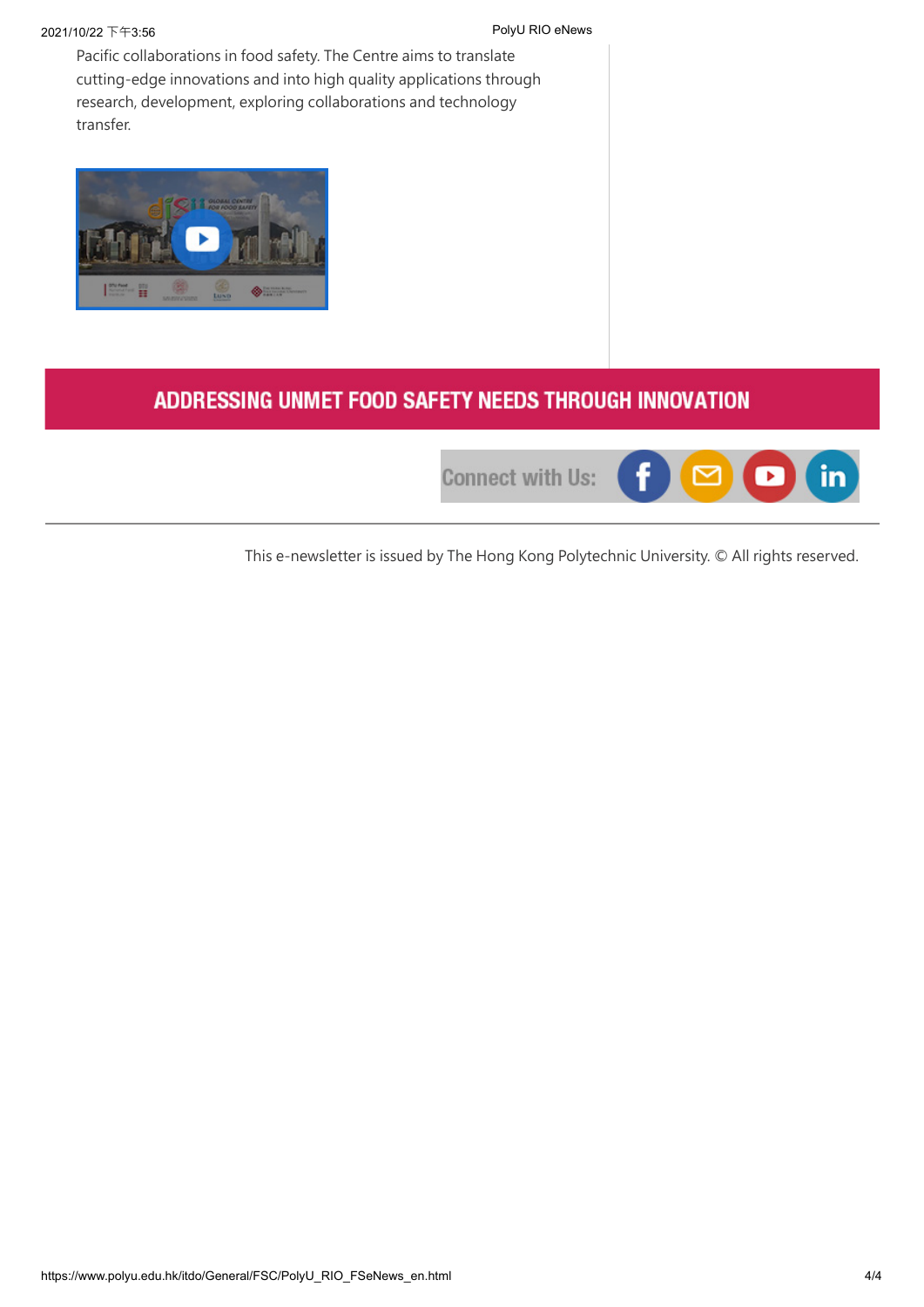Pacific collaborations in food safety. The Centre aims to translate cutting-edge innovations and into high quality applications through research, development, exploring collaborations and technology transfer.

ADDRESSING UNMET FOOD SAFETY NEEDS THROUGH INNOVATION

Connect with Us:

This e-newsletter is issued by The Hong Kong Polytechnic University. © All rights reserved.